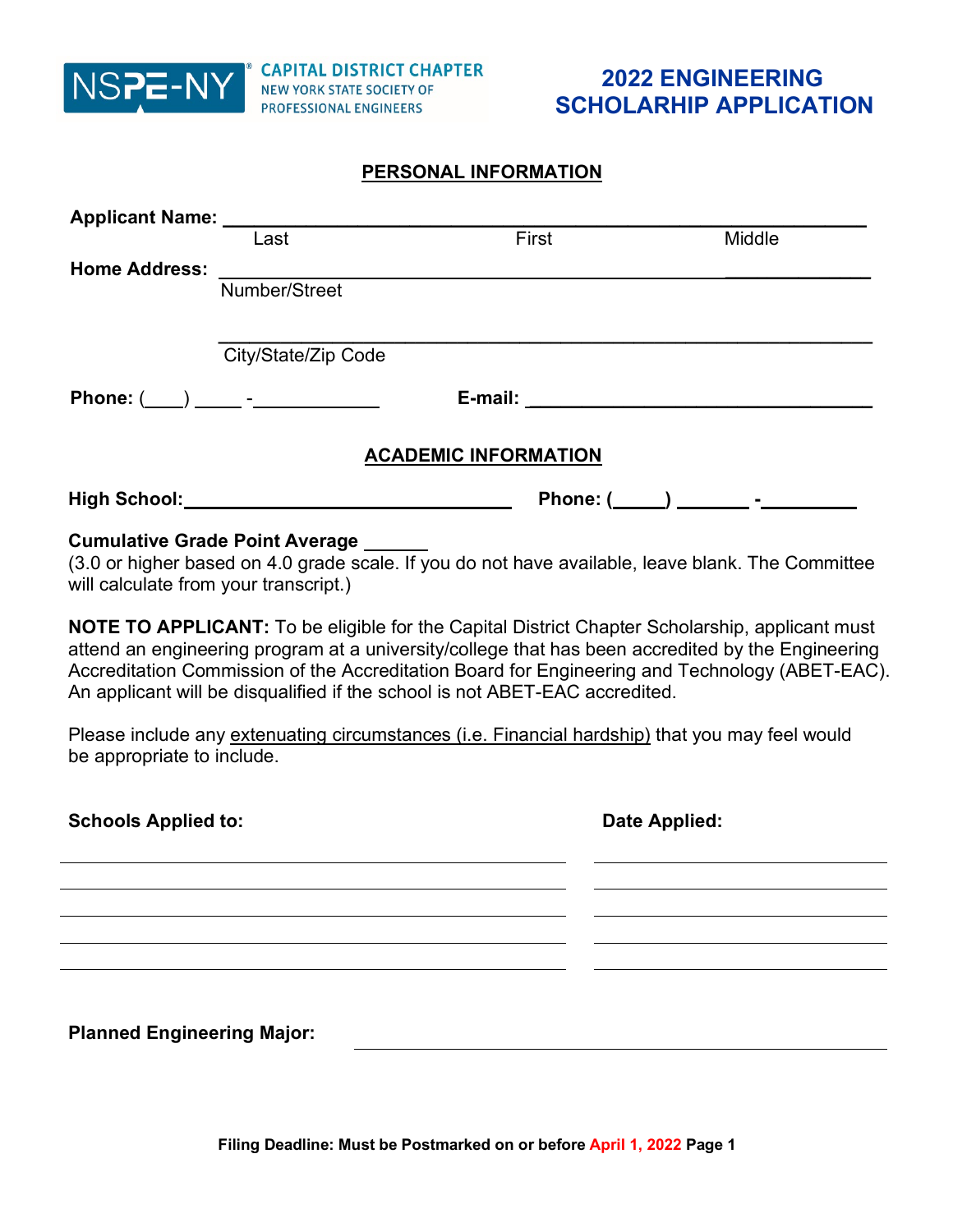NSPE-NY® CAPITAL DISTRICT CHAPTER
NEW YORK STATE SOCIETY OF PROFESSIONAL ENGINEERS

# 2022 ENGINEERING SCHOLARHIP APPLICATION

## PERSONAL INFORMATION

**Applicant Name:** ______________________________________________
Last First Middle

**Home Address:** ______________________________________________
Number/Street

______________________________________________
City/State/Zip Code

**Phone:** (____) _____ -____________ **E-mail:** ______________________________

## ACADEMIC INFORMATION

**High School:** ______________________________ **Phone:** (_____) _______ -_________

**Cumulative Grade Point Average** ______
(3.0 or higher based on 4.0 grade scale. If you do not have available, leave blank. The Committee will calculate from your transcript.)

**NOTE TO APPLICANT:** To be eligible for the Capital District Chapter Scholarship, applicant must attend an engineering program at a university/college that has been accredited by the Engineering Accreditation Commission of the Accreditation Board for Engineering and Technology (ABET-EAC). An applicant will be disqualified if the school is not ABET-EAC accredited.

Please include any extenuating circumstances (i.e. Financial hardship) that you may feel would be appropriate to include.

| Schools Applied to: | Date Applied: |
| --- | --- |
| | |
| | |
| | |
| | |
| | |

**Planned Engineering Major:** ______________________________

Filing Deadline: Must be Postmarked on or before April 1, 2022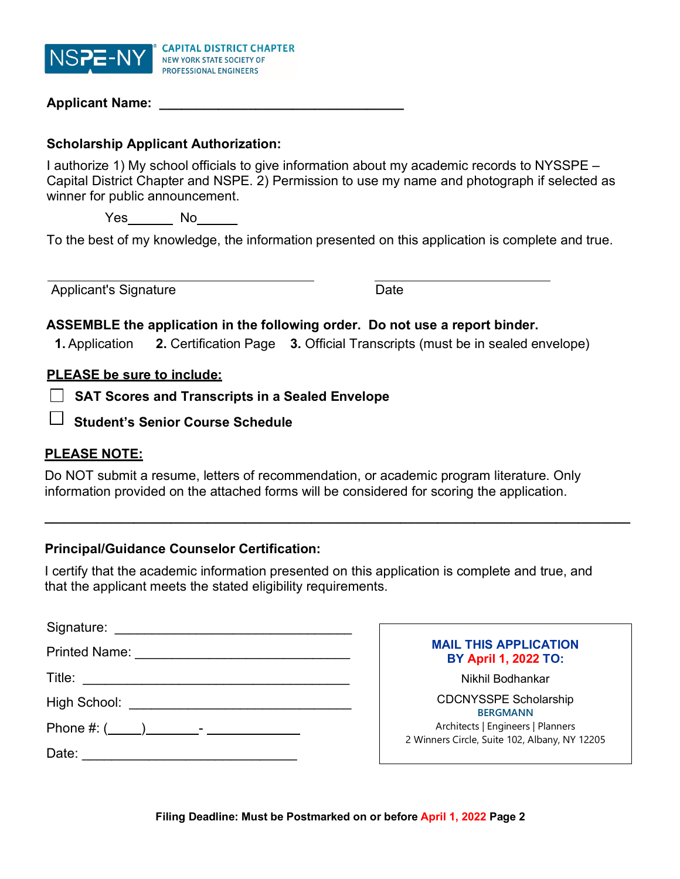NSPE-NY CAPITAL DISTRICT CHAPTER
NEW YORK STATE SOCIETY OF PROFESSIONAL ENGINEERS

**Applicant Name:** ________________________________

**Scholarship Applicant Authorization:**

I authorize 1) My school officials to give information about my academic records to NYSSPE – Capital District Chapter and NSPE. 2) Permission to use my name and photograph if selected as winner for public announcement.

Yes______ No______

To the best of my knowledge, the information presented on this application is complete and true.

________________________________ ________________________
Applicant's Signature Date

**ASSEMBLE the application in the following order. Do not use a report binder.**

**1.** Application **2.** Certification Page **3.** Official Transcripts (must be in sealed envelope)

**PLEASE be sure to include:**

- ☐ **SAT Scores and Transcripts in a Sealed Envelope**
- ☐ **Student's Senior Course Schedule**

**PLEASE NOTE:**

Do NOT submit a resume, letters of recommendation, or academic program literature. Only information provided on the attached forms will be considered for scoring the application.

---

**Principal/Guidance Counselor Certification:**

I certify that the academic information presented on this application is complete and true, and that the applicant meets the stated eligibility requirements.

Signature: ________________________________

Printed Name: ________________________________

Title: ________________________________

High School: ________________________________

Phone #: (____)______- ____________

Date: ________________________________

**MAIL THIS APPLICATION BY April 1, 2022 TO:**

Nikhil Bodhankar

CDCNYSSPE Scholarship
BERGMANN
Architects | Engineers | Planners
2 Winners Circle, Suite 102, Albany, NY 12205

**Filing Deadline: Must be Postmarked on or before April 1, 2022**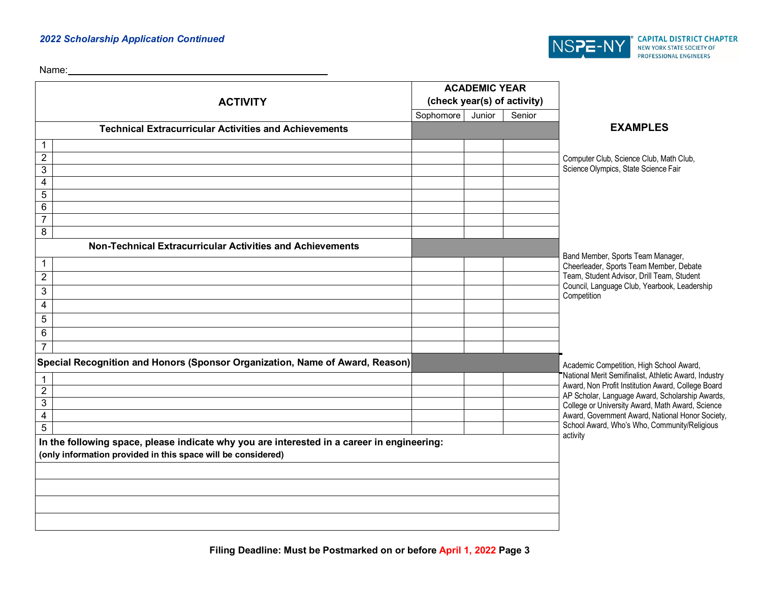*2022 Scholarship Application Continued*

NSPE-NY CAPITAL DISTRICT CHAPTER NEW YORK STATE SOCIETY OF PROFESSIONAL ENGINEERS

Name: ________________________________________

| | ACTIVITY | ACADEMIC YEAR (check year(s) of activity) | | | EXAMPLES |
|---|---|---|---|---|---|
| | | Sophomore | Junior | Senior | |
| | **Technical Extracurricular Activities and Achievements** | | | | |
| 1 | | | | | |
| 2 | | | | | Computer Club, Science Club, Math Club, Science Olympics, State Science Fair |
| 3 | | | | | |
| 4 | | | | | |
| 5 | | | | | |
| 6 | | | | | |
| 7 | | | | | |
| 8 | | | | | |
| | **Non-Technical Extracurricular Activities and Achievements** | | | | Band Member, Sports Team Manager, Cheerleader, Sports Team Member, Debate Team, Student Advisor, Drill Team, Student Council, Language Club, Yearbook, Leadership Competition |
| 1 | | | | | |
| 2 | | | | | |
| 3 | | | | | |
| 4 | | | | | |
| 5 | | | | | |
| 6 | | | | | |
| 7 | | | | | |
| | **Special Recognition and Honors (Sponsor Organization, Name of Award, Reason)** | | | | Academic Competition, High School Award, National Merit Semifinalist, Athletic Award, Industry Award, Non Profit Institution Award, College Board AP Scholar, Language Award, Scholarship Awards, College or University Award, Math Award, Science Award, Government Award, National Honor Society, School Award, Who's Who, Community/Religious activity |
| 1 | | | | | |
| 2 | | | | | |
| 3 | | | | | |
| 4 | | | | | |
| 5 | | | | | |

**In the following space, please indicate why you are interested in a career in engineering:**
**(only information provided in this space will be considered)**

______________________________________________________________________

______________________________________________________________________

______________________________________________________________________

______________________________________________________________________

**Filing Deadline: Must be Postmarked on or before April 1, 2022**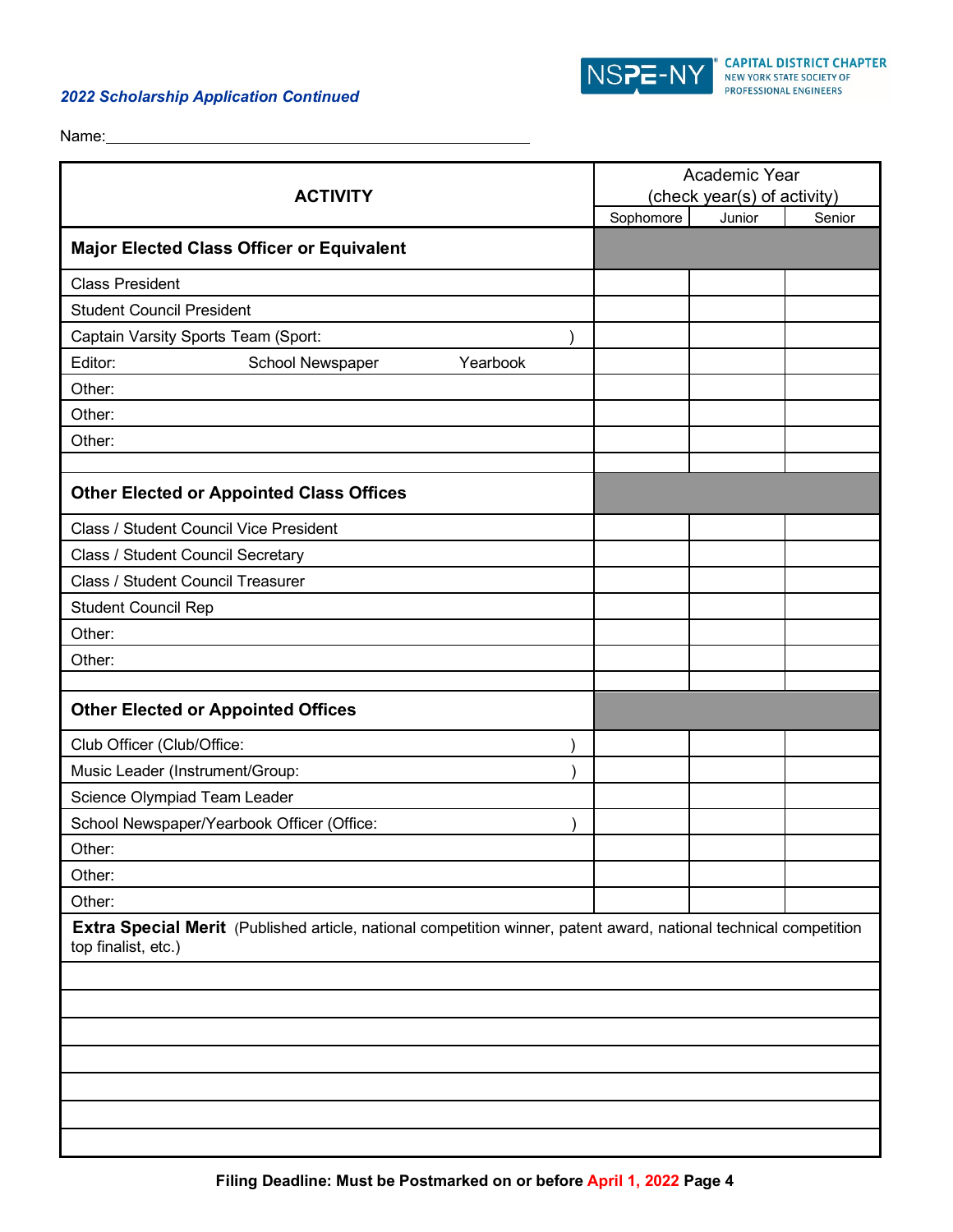*2022 Scholarship Application Continued*

NSPE-NY CAPITAL DISTRICT CHAPTER NEW YORK STATE SOCIETY OF PROFESSIONAL ENGINEERS

Name:\_\_\_\_\_\_\_\_\_\_\_\_\_\_\_\_\_\_\_\_\_\_\_\_\_\_\_\_\_\_\_\_\_\_\_\_\_\_\_\_\_\_\_\_\_\_\_\_

| **ACTIVITY** | Academic Year (check year(s) of activity) | | |
|---|---|---|---|
| | Sophomore | Junior | Senior |
| **Major Elected Class Officer or Equivalent** | | | |
| Class President | | | |
| Student Council President | | | |
| Captain Varsity Sports Team (Sport: ) | | | |
| Editor: School Newspaper Yearbook | | | |
| Other: | | | |
| Other: | | | |
| Other: | | | |
| | | | |
| **Other Elected or Appointed Class Offices** | | | |
| Class / Student Council Vice President | | | |
| Class / Student Council Secretary | | | |
| Class / Student Council Treasurer | | | |
| Student Council Rep | | | |
| Other: | | | |
| Other: | | | |
| | | | |
| **Other Elected or Appointed Offices** | | | |
| Club Officer (Club/Office: ) | | | |
| Music Leader (Instrument/Group: ) | | | |
| Science Olympiad Team Leader | | | |
| School Newspaper/Yearbook Officer (Office: ) | | | |
| Other: | | | |
| Other: | | | |
| Other: | | | |

| **Extra Special Merit** (Published article, national competition winner, patent award, national technical competition top finalist, etc.) |
|---|
| |
| |
| |
| |
| |
| |
| |

**Filing Deadline: Must be Postmarked on or before April 1, 2022**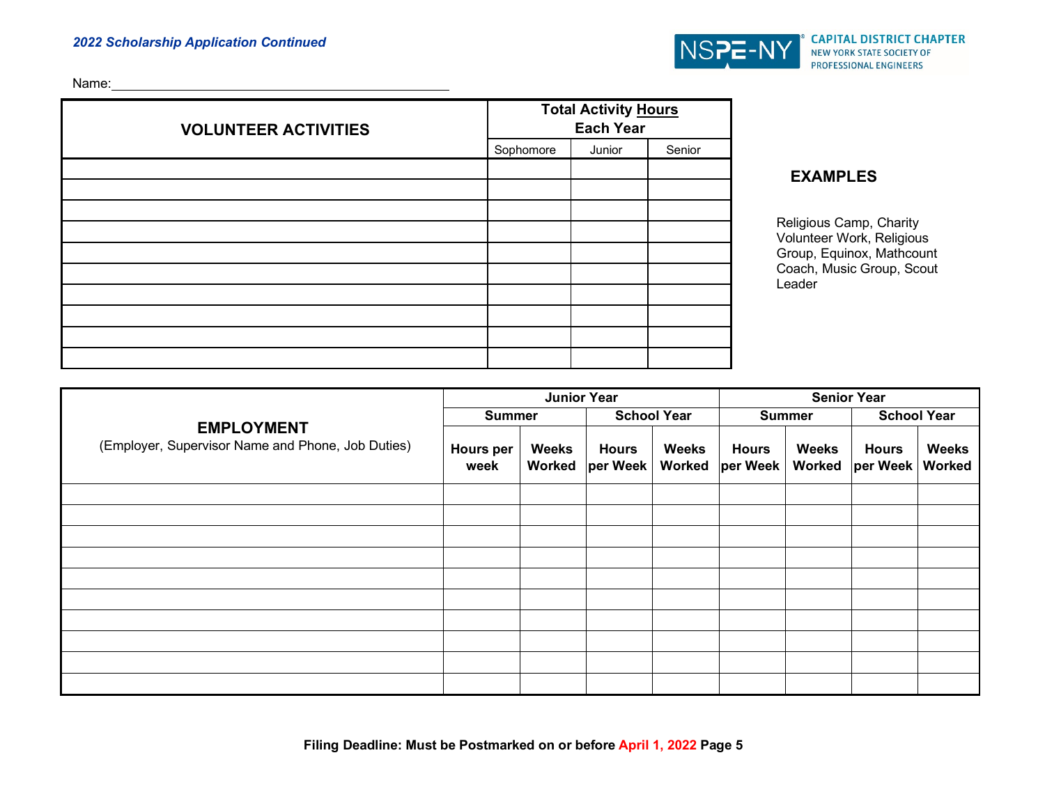*2022 Scholarship Application Continued*

CAPITAL DISTRICT CHAPTER
NEW YORK STATE SOCIETY OF PROFESSIONAL ENGINEERS

Name:________________________________________

| VOLUNTEER ACTIVITIES | Total Activity Hours Each Year | | |
|---|---|---|---|
| | Sophomore | Junior | Senior |
| | | | |
| | | | |
| | | | |
| | | | |
| | | | |
| | | | |
| | | | |
| | | | |
| | | | |
| | | | |

**EXAMPLES**

Religious Camp, Charity Volunteer Work, Religious Group, Equinox, Mathcount Coach, Music Group, Scout Leader

| **EMPLOYMENT** (Employer, Supervisor Name and Phone, Job Duties) | **Junior Year** | | | | **Senior Year** | | | |
|---|---|---|---|---|---|---|---|---|
| | **Summer** | | **School Year** | | **Summer** | | **School Year** | |
| | **Hours per week** | **Weeks Worked** | **Hours per Week** | **Weeks Worked** | **Hours per Week** | **Weeks Worked** | **Hours per Week** | **Weeks Worked** |
| | | | | | | | | |
| | | | | | | | | |
| | | | | | | | | |
| | | | | | | | | |
| | | | | | | | | |
| | | | | | | | | |
| | | | | | | | | |
| | | | | | | | | |
| | | | | | | | | |
| | | | | | | | | |

**Filing Deadline: Must be Postmarked on or before April 1, 2022**